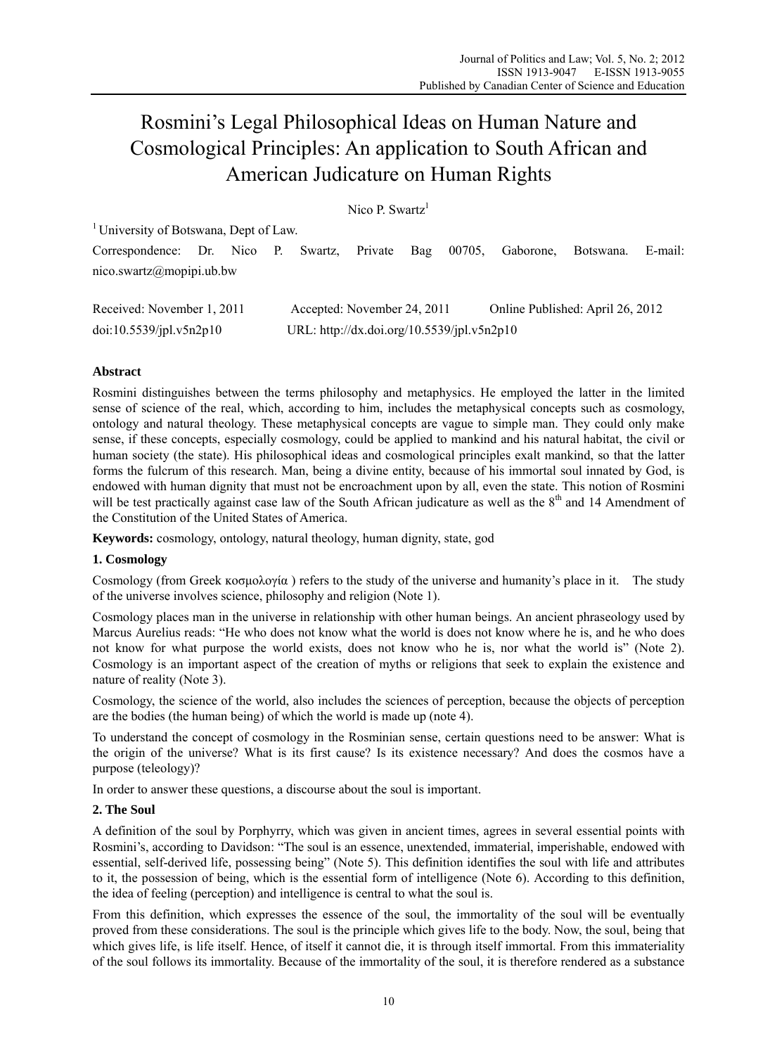# Rosmini's Legal Philosophical Ideas on Human Nature and Cosmological Principles: An application to South African and American Judicature on Human Rights

Nico P. Swartz[1]

[1] University of Botswana, Dept of Law.

Correspondence: Dr. Nico P. Swartz, Private Bag 00705, Gaborone, Botswana. E-mail: nico.swartz@mopipi.ub.bw

Received: November 1, 2011 Accepted: November 24, 2011 Online Published: April 26, 2012

doi:10.5539/jpl.v5n2p10 URL: http://dx.doi.org/10.5539/jpl.v5n2p10

## Abstract

Rosmini distinguishes between the terms philosophy and metaphysics. He employed the latter in the limited sense of science of the real, which, according to him, includes the metaphysical concepts such as cosmology, ontology and natural theology. These metaphysical concepts are vague to simple man. They could only make sense, if these concepts, especially cosmology, could be applied to mankind and his natural habitat, the civil or human society (the state). His philosophical ideas and cosmological principles exalt mankind, so that the latter forms the fulcrum of this research. Man, being a divine entity, because of his immortal soul innated by God, is endowed with human dignity that must not be encroachment upon by all, even the state. This notion of Rosmini will be test practically against case law of the South African judicature as well as the 8th and 14 Amendment of the Constitution of the United States of America.

**Keywords:** cosmology, ontology, natural theology, human dignity, state, god

## 1. Cosmology

Cosmology (from Greek κοσμολογία ) refers to the study of the universe and humanity's place in it. The study of the universe involves science, philosophy and religion (Note 1).

Cosmology places man in the universe in relationship with other human beings. An ancient phraseology used by Marcus Aurelius reads: "He who does not know what the world is does not know where he is, and he who does not know for what purpose the world exists, does not know who he is, nor what the world is" (Note 2). Cosmology is an important aspect of the creation of myths or religions that seek to explain the existence and nature of reality (Note 3).

Cosmology, the science of the world, also includes the sciences of perception, because the objects of perception are the bodies (the human being) of which the world is made up (note 4).

To understand the concept of cosmology in the Rosminian sense, certain questions need to be answer: What is the origin of the universe? What is its first cause? Is its existence necessary? And does the cosmos have a purpose (teleology)?

In order to answer these questions, a discourse about the soul is important.

## 2. The Soul

A definition of the soul by Porphyrry, which was given in ancient times, agrees in several essential points with Rosmini's, according to Davidson: "The soul is an essence, unextended, immaterial, imperishable, endowed with essential, self-derived life, possessing being" (Note 5). This definition identifies the soul with life and attributes to it, the possession of being, which is the essential form of intelligence (Note 6). According to this definition, the idea of feeling (perception) and intelligence is central to what the soul is.

From this definition, which expresses the essence of the soul, the immortality of the soul will be eventually proved from these considerations. The soul is the principle which gives life to the body. Now, the soul, being that which gives life, is life itself. Hence, of itself it cannot die, it is through itself immortal. From this immateriality of the soul follows its immortality. Because of the immortality of the soul, it is therefore rendered as a substance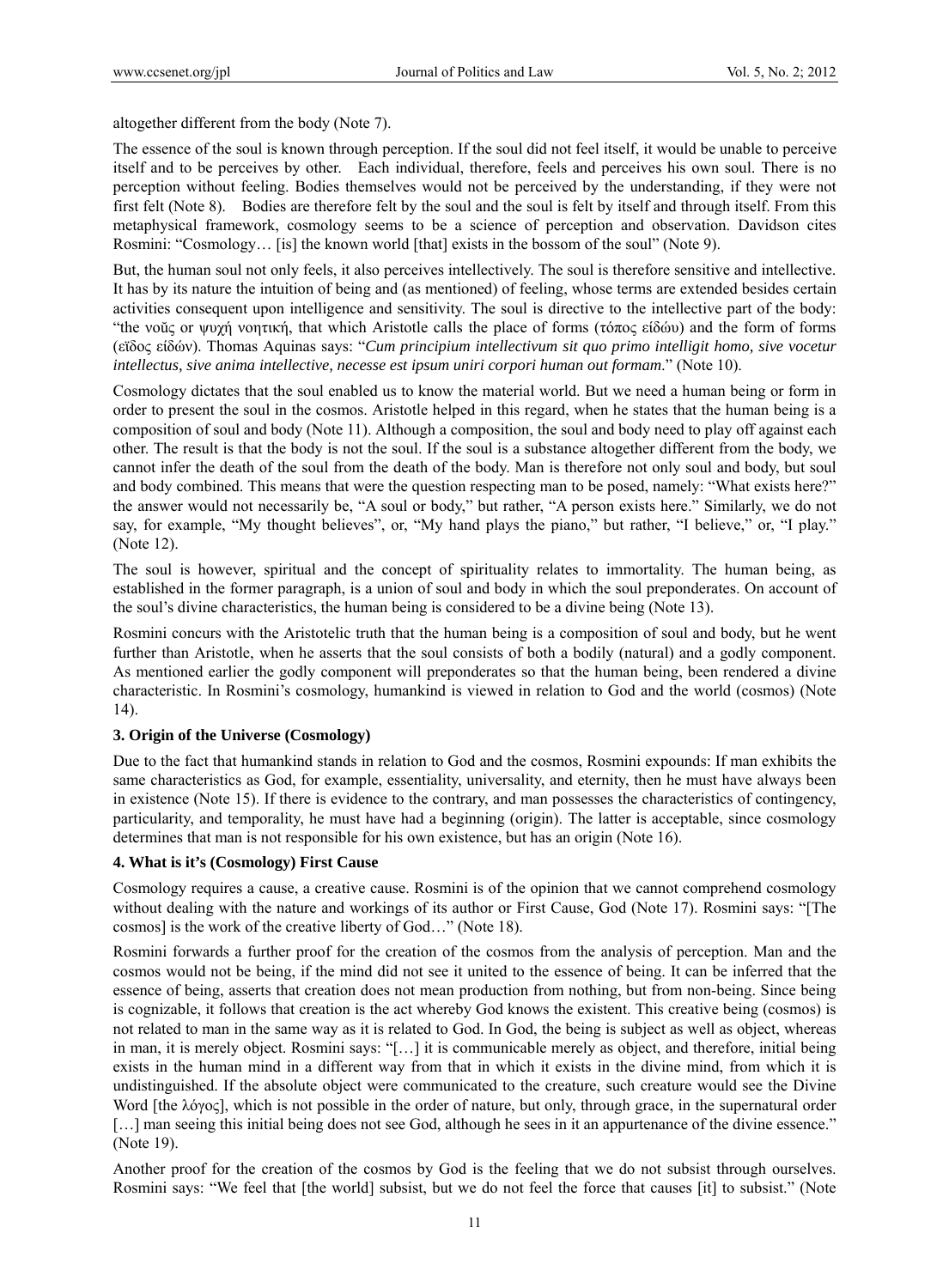altogether different from the body (Note 7).

The essence of the soul is known through perception. If the soul did not feel itself, it would be unable to perceive itself and to be perceives by other. Each individual, therefore, feels and perceives his own soul. There is no perception without feeling. Bodies themselves would not be perceived by the understanding, if they were not first felt (Note 8). Bodies are therefore felt by the soul and the soul is felt by itself and through itself. From this metaphysical framework, cosmology seems to be a science of perception and observation. Davidson cites Rosmini: "Cosmology… [is] the known world [that] exists in the bossom of the soul" (Note 9).

But, the human soul not only feels, it also perceives intellectively. The soul is therefore sensitive and intellective. It has by its nature the intuition of being and (as mentioned) of feeling, whose terms are extended besides certain activities consequent upon intelligence and sensitivity. The soul is directive to the intellective part of the body: "the νοῦς or ψυχή νοητική, that which Aristotle calls the place of forms (τόπος είδώυ) and the form of forms (εἴδος είδών). Thomas Aquinas says: "*Cum principium intellectivum sit quo primo intelligit homo, sive vocetur intellectus, sive anima intellective, necesse est ipsum uniri corpori human out formam*." (Note 10).

Cosmology dictates that the soul enabled us to know the material world. But we need a human being or form in order to present the soul in the cosmos. Aristotle helped in this regard, when he states that the human being is a composition of soul and body (Note 11). Although a composition, the soul and body need to play off against each other. The result is that the body is not the soul. If the soul is a substance altogether different from the body, we cannot infer the death of the soul from the death of the body. Man is therefore not only soul and body, but soul and body combined. This means that were the question respecting man to be posed, namely: "What exists here?" the answer would not necessarily be, "A soul or body," but rather, "A person exists here." Similarly, we do not say, for example, "My thought believes", or, "My hand plays the piano," but rather, "I believe," or, "I play." (Note 12).

The soul is however, spiritual and the concept of spirituality relates to immortality. The human being, as established in the former paragraph, is a union of soul and body in which the soul preponderates. On account of the soul's divine characteristics, the human being is considered to be a divine being (Note 13).

Rosmini concurs with the Aristotelic truth that the human being is a composition of soul and body, but he went further than Aristotle, when he asserts that the soul consists of both a bodily (natural) and a godly component. As mentioned earlier the godly component will preponderates so that the human being, been rendered a divine characteristic. In Rosmini's cosmology, humankind is viewed in relation to God and the world (cosmos) (Note 14).

### 3. Origin of the Universe (Cosmology)

Due to the fact that humankind stands in relation to God and the cosmos, Rosmini expounds: If man exhibits the same characteristics as God, for example, essentiality, universality, and eternity, then he must have always been in existence (Note 15). If there is evidence to the contrary, and man possesses the characteristics of contingency, particularity, and temporality, he must have had a beginning (origin). The latter is acceptable, since cosmology determines that man is not responsible for his own existence, but has an origin (Note 16).

### 4. What is it's (Cosmology) First Cause

Cosmology requires a cause, a creative cause. Rosmini is of the opinion that we cannot comprehend cosmology without dealing with the nature and workings of its author or First Cause, God (Note 17). Rosmini says: "[The cosmos] is the work of the creative liberty of God…" (Note 18).

Rosmini forwards a further proof for the creation of the cosmos from the analysis of perception. Man and the cosmos would not be being, if the mind did not see it united to the essence of being. It can be inferred that the essence of being, asserts that creation does not mean production from nothing, but from non-being. Since being is cognizable, it follows that creation is the act whereby God knows the existent. This creative being (cosmos) is not related to man in the same way as it is related to God. In God, the being is subject as well as object, whereas in man, it is merely object. Rosmini says: "[…] it is communicable merely as object, and therefore, initial being exists in the human mind in a different way from that in which it exists in the divine mind, from which it is undistinguished. If the absolute object were communicated to the creature, such creature would see the Divine Word [the λόγος], which is not possible in the order of nature, but only, through grace, in the supernatural order […] man seeing this initial being does not see God, although he sees in it an appurtenance of the divine essence." (Note 19).

Another proof for the creation of the cosmos by God is the feeling that we do not subsist through ourselves. Rosmini says: "We feel that [the world] subsist, but we do not feel the force that causes [it] to subsist." (Note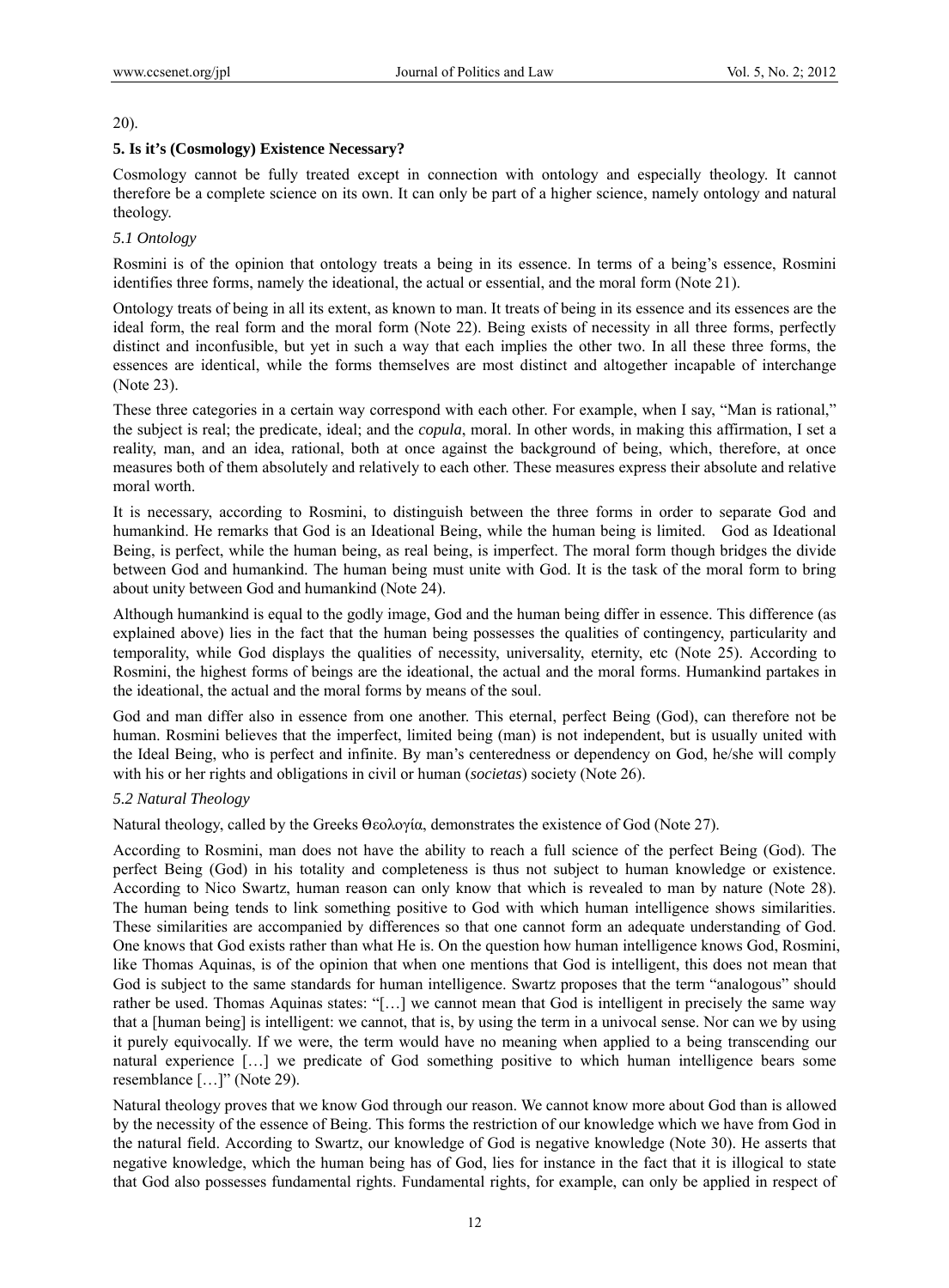20).

## 5. Is it's (Cosmology) Existence Necessary?

Cosmology cannot be fully treated except in connection with ontology and especially theology. It cannot therefore be a complete science on its own. It can only be part of a higher science, namely ontology and natural theology.

### *5.1 Ontology*

Rosmini is of the opinion that ontology treats a being in its essence. In terms of a being's essence, Rosmini identifies three forms, namely the ideational, the actual or essential, and the moral form (Note 21).

Ontology treats of being in all its extent, as known to man. It treats of being in its essence and its essences are the ideal form, the real form and the moral form (Note 22). Being exists of necessity in all three forms, perfectly distinct and inconfusible, but yet in such a way that each implies the other two. In all these three forms, the essences are identical, while the forms themselves are most distinct and altogether incapable of interchange (Note 23).

These three categories in a certain way correspond with each other. For example, when I say, "Man is rational," the subject is real; the predicate, ideal; and the *copula*, moral. In other words, in making this affirmation, I set a reality, man, and an idea, rational, both at once against the background of being, which, therefore, at once measures both of them absolutely and relatively to each other. These measures express their absolute and relative moral worth.

It is necessary, according to Rosmini, to distinguish between the three forms in order to separate God and humankind. He remarks that God is an Ideational Being, while the human being is limited. God as Ideational Being, is perfect, while the human being, as real being, is imperfect. The moral form though bridges the divide between God and humankind. The human being must unite with God. It is the task of the moral form to bring about unity between God and humankind (Note 24).

Although humankind is equal to the godly image, God and the human being differ in essence. This difference (as explained above) lies in the fact that the human being possesses the qualities of contingency, particularity and temporality, while God displays the qualities of necessity, universality, eternity, etc (Note 25). According to Rosmini, the highest forms of beings are the ideational, the actual and the moral forms. Humankind partakes in the ideational, the actual and the moral forms by means of the soul.

God and man differ also in essence from one another. This eternal, perfect Being (God), can therefore not be human. Rosmini believes that the imperfect, limited being (man) is not independent, but is usually united with the Ideal Being, who is perfect and infinite. By man's centeredness or dependency on God, he/she will comply with his or her rights and obligations in civil or human (*societas*) society (Note 26).

### *5.2 Natural Theology*

Natural theology, called by the Greeks Θεολογία, demonstrates the existence of God (Note 27).

According to Rosmini, man does not have the ability to reach a full science of the perfect Being (God). The perfect Being (God) in his totality and completeness is thus not subject to human knowledge or existence. According to Nico Swartz, human reason can only know that which is revealed to man by nature (Note 28). The human being tends to link something positive to God with which human intelligence shows similarities. These similarities are accompanied by differences so that one cannot form an adequate understanding of God. One knows that God exists rather than what He is. On the question how human intelligence knows God, Rosmini, like Thomas Aquinas, is of the opinion that when one mentions that God is intelligent, this does not mean that God is subject to the same standards for human intelligence. Swartz proposes that the term "analogous" should rather be used. Thomas Aquinas states: "[…] we cannot mean that God is intelligent in precisely the same way that a [human being] is intelligent: we cannot, that is, by using the term in a univocal sense. Nor can we by using it purely equivocally. If we were, the term would have no meaning when applied to a being transcending our natural experience […] we predicate of God something positive to which human intelligence bears some resemblance […]" (Note 29).

Natural theology proves that we know God through our reason. We cannot know more about God than is allowed by the necessity of the essence of Being. This forms the restriction of our knowledge which we have from God in the natural field. According to Swartz, our knowledge of God is negative knowledge (Note 30). He asserts that negative knowledge, which the human being has of God, lies for instance in the fact that it is illogical to state that God also possesses fundamental rights. Fundamental rights, for example, can only be applied in respect of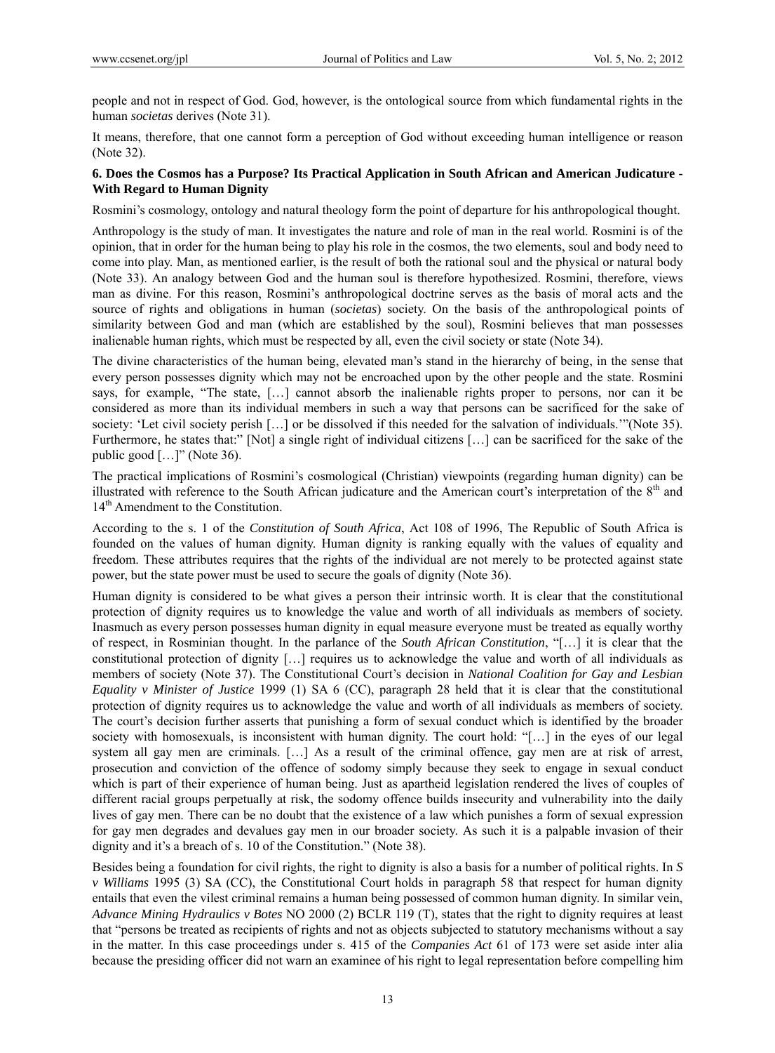people and not in respect of God. God, however, is the ontological source from which fundamental rights in the human *societas* derives (Note 31).

It means, therefore, that one cannot form a perception of God without exceeding human intelligence or reason (Note 32).

### 6. Does the Cosmos has a Purpose? Its Practical Application in South African and American Judicature - With Regard to Human Dignity

Rosmini's cosmology, ontology and natural theology form the point of departure for his anthropological thought.

Anthropology is the study of man. It investigates the nature and role of man in the real world. Rosmini is of the opinion, that in order for the human being to play his role in the cosmos, the two elements, soul and body need to come into play. Man, as mentioned earlier, is the result of both the rational soul and the physical or natural body (Note 33). An analogy between God and the human soul is therefore hypothesized. Rosmini, therefore, views man as divine. For this reason, Rosmini's anthropological doctrine serves as the basis of moral acts and the source of rights and obligations in human (*societas*) society. On the basis of the anthropological points of similarity between God and man (which are established by the soul), Rosmini believes that man possesses inalienable human rights, which must be respected by all, even the civil society or state (Note 34).

The divine characteristics of the human being, elevated man's stand in the hierarchy of being, in the sense that every person possesses dignity which may not be encroached upon by the other people and the state. Rosmini says, for example, "The state, […] cannot absorb the inalienable rights proper to persons, nor can it be considered as more than its individual members in such a way that persons can be sacrificed for the sake of society: 'Let civil society perish […] or be dissolved if this needed for the salvation of individuals.'"(Note 35). Furthermore, he states that:" [Not] a single right of individual citizens […] can be sacrificed for the sake of the public good […]" (Note 36).

The practical implications of Rosmini's cosmological (Christian) viewpoints (regarding human dignity) can be illustrated with reference to the South African judicature and the American court's interpretation of the 8th and 14th Amendment to the Constitution.

According to the s. 1 of the *Constitution of South Africa*, Act 108 of 1996, The Republic of South Africa is founded on the values of human dignity. Human dignity is ranking equally with the values of equality and freedom. These attributes requires that the rights of the individual are not merely to be protected against state power, but the state power must be used to secure the goals of dignity (Note 36).

Human dignity is considered to be what gives a person their intrinsic worth. It is clear that the constitutional protection of dignity requires us to knowledge the value and worth of all individuals as members of society. Inasmuch as every person possesses human dignity in equal measure everyone must be treated as equally worthy of respect, in Rosminian thought. In the parlance of the *South African Constitution*, "[…] it is clear that the constitutional protection of dignity […] requires us to acknowledge the value and worth of all individuals as members of society (Note 37). The Constitutional Court's decision in *National Coalition for Gay and Lesbian Equality v Minister of Justice* 1999 (1) SA 6 (CC), paragraph 28 held that it is clear that the constitutional protection of dignity requires us to acknowledge the value and worth of all individuals as members of society. The court's decision further asserts that punishing a form of sexual conduct which is identified by the broader society with homosexuals, is inconsistent with human dignity. The court hold: "[…] in the eyes of our legal system all gay men are criminals. […] As a result of the criminal offence, gay men are at risk of arrest, prosecution and conviction of the offence of sodomy simply because they seek to engage in sexual conduct which is part of their experience of human being. Just as apartheid legislation rendered the lives of couples of different racial groups perpetually at risk, the sodomy offence builds insecurity and vulnerability into the daily lives of gay men. There can be no doubt that the existence of a law which punishes a form of sexual expression for gay men degrades and devalues gay men in our broader society. As such it is a palpable invasion of their dignity and it's a breach of s. 10 of the Constitution." (Note 38).

Besides being a foundation for civil rights, the right to dignity is also a basis for a number of political rights. In *S v Williams* 1995 (3) SA (CC), the Constitutional Court holds in paragraph 58 that respect for human dignity entails that even the vilest criminal remains a human being possessed of common human dignity. In similar vein, *Advance Mining Hydraulics v Botes* NO 2000 (2) BCLR 119 (T), states that the right to dignity requires at least that "persons be treated as recipients of rights and not as objects subjected to statutory mechanisms without a say in the matter. In this case proceedings under s. 415 of the *Companies Act* 61 of 173 were set aside inter alia because the presiding officer did not warn an examinee of his right to legal representation before compelling him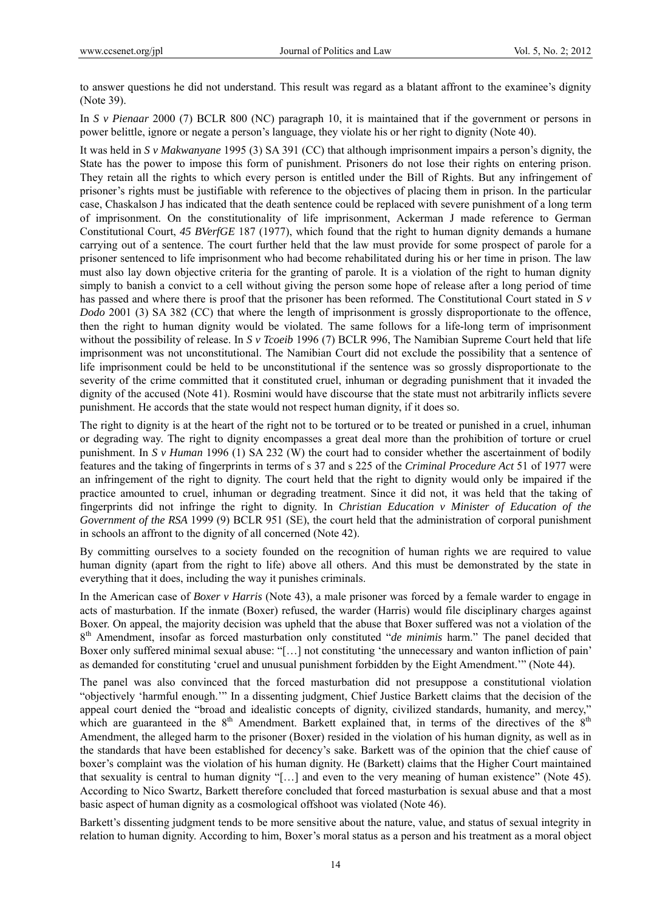to answer questions he did not understand. This result was regard as a blatant affront to the examinee's dignity (Note 39).

In *S v Pienaar* 2000 (7) BCLR 800 (NC) paragraph 10, it is maintained that if the government or persons in power belittle, ignore or negate a person's language, they violate his or her right to dignity (Note 40).

It was held in *S v Makwanyane* 1995 (3) SA 391 (CC) that although imprisonment impairs a person's dignity, the State has the power to impose this form of punishment. Prisoners do not lose their rights on entering prison. They retain all the rights to which every person is entitled under the Bill of Rights. But any infringement of prisoner's rights must be justifiable with reference to the objectives of placing them in prison. In the particular case, Chaskalson J has indicated that the death sentence could be replaced with severe punishment of a long term of imprisonment. On the constitutionality of life imprisonment, Ackerman J made reference to German Constitutional Court, *45 BVerfGE* 187 (1977), which found that the right to human dignity demands a humane carrying out of a sentence. The court further held that the law must provide for some prospect of parole for a prisoner sentenced to life imprisonment who had become rehabilitated during his or her time in prison. The law must also lay down objective criteria for the granting of parole. It is a violation of the right to human dignity simply to banish a convict to a cell without giving the person some hope of release after a long period of time has passed and where there is proof that the prisoner has been reformed. The Constitutional Court stated in *S v Dodo* 2001 (3) SA 382 (CC) that where the length of imprisonment is grossly disproportionate to the offence, then the right to human dignity would be violated. The same follows for a life-long term of imprisonment without the possibility of release. In *S v Tcoeib* 1996 (7) BCLR 996, The Namibian Supreme Court held that life imprisonment was not unconstitutional. The Namibian Court did not exclude the possibility that a sentence of life imprisonment could be held to be unconstitutional if the sentence was so grossly disproportionate to the severity of the crime committed that it constituted cruel, inhuman or degrading punishment that it invaded the dignity of the accused (Note 41). Rosmini would have discourse that the state must not arbitrarily inflicts severe punishment. He accords that the state would not respect human dignity, if it does so.

The right to dignity is at the heart of the right not to be tortured or to be treated or punished in a cruel, inhuman or degrading way. The right to dignity encompasses a great deal more than the prohibition of torture or cruel punishment. In *S v Human* 1996 (1) SA 232 (W) the court had to consider whether the ascertainment of bodily features and the taking of fingerprints in terms of s 37 and s 225 of the *Criminal Procedure Act* 51 of 1977 were an infringement of the right to dignity. The court held that the right to dignity would only be impaired if the practice amounted to cruel, inhuman or degrading treatment. Since it did not, it was held that the taking of fingerprints did not infringe the right to dignity. In *Christian Education v Minister of Education of the Government of the RSA* 1999 (9) BCLR 951 (SE), the court held that the administration of corporal punishment in schools an affront to the dignity of all concerned (Note 42).

By committing ourselves to a society founded on the recognition of human rights we are required to value human dignity (apart from the right to life) above all others. And this must be demonstrated by the state in everything that it does, including the way it punishes criminals.

In the American case of *Boxer v Harris* (Note 43), a male prisoner was forced by a female warder to engage in acts of masturbation. If the inmate (Boxer) refused, the warder (Harris) would file disciplinary charges against Boxer. On appeal, the majority decision was upheld that the abuse that Boxer suffered was not a violation of the 8th Amendment, insofar as forced masturbation only constituted "*de minimis* harm." The panel decided that Boxer only suffered minimal sexual abuse: "[…] not constituting 'the unnecessary and wanton infliction of pain' as demanded for constituting 'cruel and unusual punishment forbidden by the Eight Amendment.'" (Note 44).

The panel was also convinced that the forced masturbation did not presuppose a constitutional violation "objectively 'harmful enough.'" In a dissenting judgment, Chief Justice Barkett claims that the decision of the appeal court denied the "broad and idealistic concepts of dignity, civilized standards, humanity, and mercy," which are guaranteed in the 8th Amendment. Barkett explained that, in terms of the directives of the 8th Amendment, the alleged harm to the prisoner (Boxer) resided in the violation of his human dignity, as well as in the standards that have been established for decency's sake. Barkett was of the opinion that the chief cause of boxer's complaint was the violation of his human dignity. He (Barkett) claims that the Higher Court maintained that sexuality is central to human dignity "[…] and even to the very meaning of human existence" (Note 45). According to Nico Swartz, Barkett therefore concluded that forced masturbation is sexual abuse and that a most basic aspect of human dignity as a cosmological offshoot was violated (Note 46).

Barkett's dissenting judgment tends to be more sensitive about the nature, value, and status of sexual integrity in relation to human dignity. According to him, Boxer's moral status as a person and his treatment as a moral object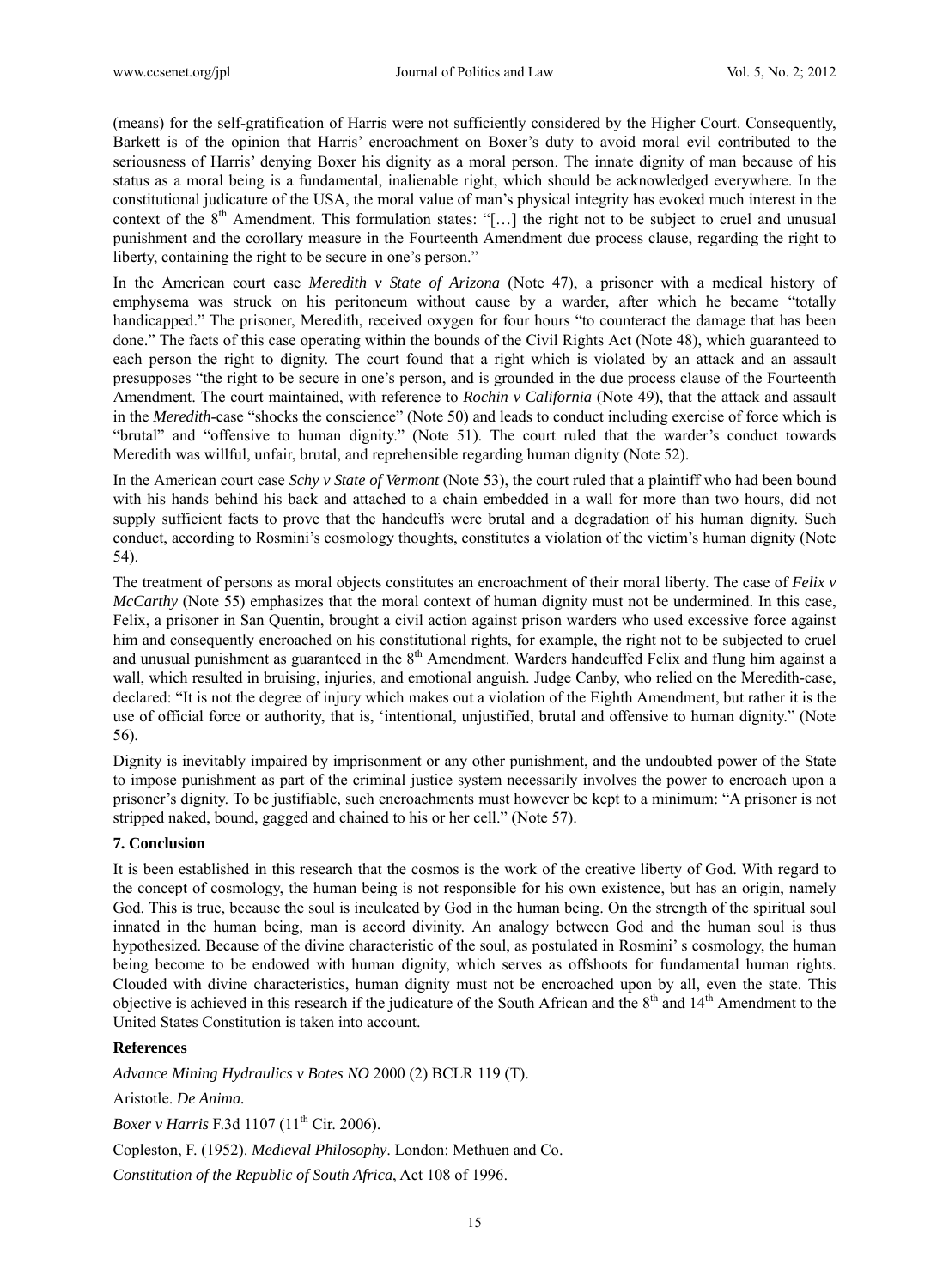(means) for the self-gratification of Harris were not sufficiently considered by the Higher Court. Consequently, Barkett is of the opinion that Harris' encroachment on Boxer's duty to avoid moral evil contributed to the seriousness of Harris' denying Boxer his dignity as a moral person. The innate dignity of man because of his status as a moral being is a fundamental, inalienable right, which should be acknowledged everywhere. In the constitutional judicature of the USA, the moral value of man's physical integrity has evoked much interest in the context of the 8th Amendment. This formulation states: "[…] the right not to be subject to cruel and unusual punishment and the corollary measure in the Fourteenth Amendment due process clause, regarding the right to liberty, containing the right to be secure in one's person."

In the American court case *Meredith v State of Arizona* (Note 47), a prisoner with a medical history of emphysema was struck on his peritoneum without cause by a warder, after which he became "totally handicapped." The prisoner, Meredith, received oxygen for four hours "to counteract the damage that has been done." The facts of this case operating within the bounds of the Civil Rights Act (Note 48), which guaranteed to each person the right to dignity. The court found that a right which is violated by an attack and an assault presupposes "the right to be secure in one's person, and is grounded in the due process clause of the Fourteenth Amendment. The court maintained, with reference to *Rochin v California* (Note 49), that the attack and assault in the *Meredith*-case "shocks the conscience" (Note 50) and leads to conduct including exercise of force which is "brutal" and "offensive to human dignity." (Note 51). The court ruled that the warder's conduct towards Meredith was willful, unfair, brutal, and reprehensible regarding human dignity (Note 52).

In the American court case *Schy v State of Vermont* (Note 53), the court ruled that a plaintiff who had been bound with his hands behind his back and attached to a chain embedded in a wall for more than two hours, did not supply sufficient facts to prove that the handcuffs were brutal and a degradation of his human dignity. Such conduct, according to Rosmini's cosmology thoughts, constitutes a violation of the victim's human dignity (Note 54).

The treatment of persons as moral objects constitutes an encroachment of their moral liberty. The case of *Felix v McCarthy* (Note 55) emphasizes that the moral context of human dignity must not be undermined. In this case, Felix, a prisoner in San Quentin, brought a civil action against prison warders who used excessive force against him and consequently encroached on his constitutional rights, for example, the right not to be subjected to cruel and unusual punishment as guaranteed in the 8th Amendment. Warders handcuffed Felix and flung him against a wall, which resulted in bruising, injuries, and emotional anguish. Judge Canby, who relied on the Meredith-case, declared: "It is not the degree of injury which makes out a violation of the Eighth Amendment, but rather it is the use of official force or authority, that is, 'intentional, unjustified, brutal and offensive to human dignity." (Note 56).

Dignity is inevitably impaired by imprisonment or any other punishment, and the undoubted power of the State to impose punishment as part of the criminal justice system necessarily involves the power to encroach upon a prisoner's dignity. To be justifiable, such encroachments must however be kept to a minimum: "A prisoner is not stripped naked, bound, gagged and chained to his or her cell." (Note 57).

## 7. Conclusion

It is been established in this research that the cosmos is the work of the creative liberty of God. With regard to the concept of cosmology, the human being is not responsible for his own existence, but has an origin, namely God. This is true, because the soul is inculcated by God in the human being. On the strength of the spiritual soul innated in the human being, man is accord divinity. An analogy between God and the human soul is thus hypothesized. Because of the divine characteristic of the soul, as postulated in Rosmini' s cosmology, the human being become to be endowed with human dignity, which serves as offshoots for fundamental human rights. Clouded with divine characteristics, human dignity must not be encroached upon by all, even the state. This objective is achieved in this research if the judicature of the South African and the 8th and 14th Amendment to the United States Constitution is taken into account.

## References

*Advance Mining Hydraulics v Botes NO* 2000 (2) BCLR 119 (T).

Aristotle. *De Anima.*

*Boxer v Harris* F.3d 1107 (11th Cir. 2006).

Copleston, F. (1952). *Medieval Philosophy*. London: Methuen and Co.

*Constitution of the Republic of South Africa*, Act 108 of 1996.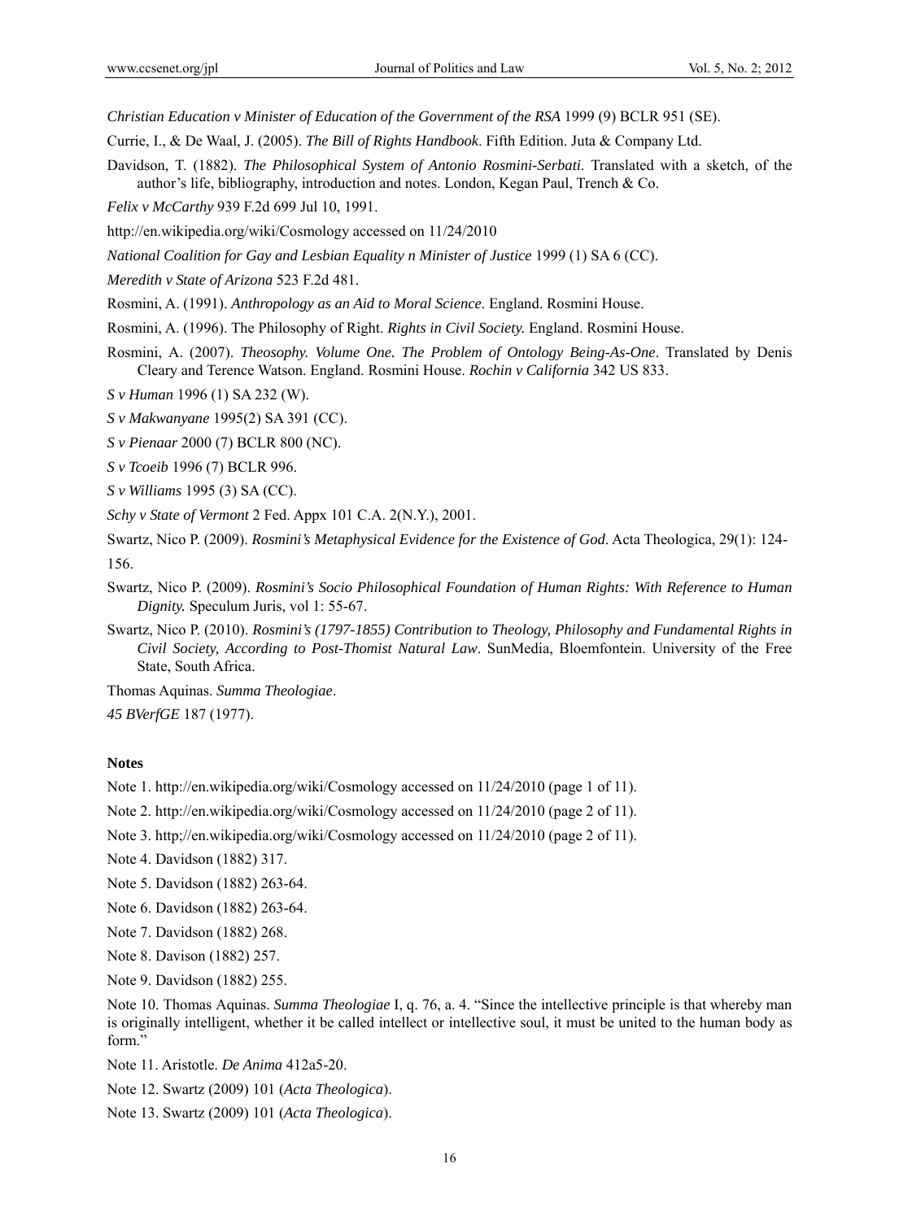*Christian Education v Minister of Education of the Government of the RSA* 1999 (9) BCLR 951 (SE).

Currie, I., & De Waal, J. (2005). *The Bill of Rights Handbook*. Fifth Edition. Juta & Company Ltd.

Davidson, T. (1882). *The Philosophical System of Antonio Rosmini-Serbati*. Translated with a sketch, of the author's life, bibliography, introduction and notes. London, Kegan Paul, Trench & Co.

*Felix v McCarthy* 939 F.2d 699 Jul 10, 1991.

http://en.wikipedia.org/wiki/Cosmology accessed on 11/24/2010

*National Coalition for Gay and Lesbian Equality n Minister of Justice* 1999 (1) SA 6 (CC).

*Meredith v State of Arizona* 523 F.2d 481.

Rosmini, A. (1991). *Anthropology as an Aid to Moral Science*. England. Rosmini House.

Rosmini, A. (1996). The Philosophy of Right. *Rights in Civil Society.* England. Rosmini House.

Rosmini, A. (2007). *Theosophy. Volume One. The Problem of Ontology Being-As-One*. Translated by Denis Cleary and Terence Watson. England. Rosmini House. *Rochin v California* 342 US 833.

*S v Human* 1996 (1) SA 232 (W).

*S v Makwanyane* 1995(2) SA 391 (CC).

*S v Pienaar* 2000 (7) BCLR 800 (NC).

*S v Tcoeib* 1996 (7) BCLR 996.

*S v Williams* 1995 (3) SA (CC).

*Schy v State of Vermont* 2 Fed. Appx 101 C.A. 2(N.Y.), 2001.

Swartz, Nico P. (2009). *Rosmini's Metaphysical Evidence for the Existence of God*. Acta Theologica, 29(1): 124-156.

Swartz, Nico P. (2009). *Rosmini's Socio Philosophical Foundation of Human Rights: With Reference to Human Dignity.* Speculum Juris, vol 1: 55-67.

Swartz, Nico P. (2010). *Rosmini's (1797-1855) Contribution to Theology, Philosophy and Fundamental Rights in Civil Society, According to Post-Thomist Natural Law*. SunMedia, Bloemfontein. University of the Free State, South Africa.

Thomas Aquinas. *Summa Theologiae*.

*45 BVerfGE* 187 (1977).

**Notes**

Note 1. http://en.wikipedia.org/wiki/Cosmology accessed on 11/24/2010 (page 1 of 11).

Note 2. http://en.wikipedia.org/wiki/Cosmology accessed on 11/24/2010 (page 2 of 11).

Note 3. http;//en.wikipedia.org/wiki/Cosmology accessed on 11/24/2010 (page 2 of 11).

Note 4. Davidson (1882) 317.

Note 5. Davidson (1882) 263-64.

Note 6. Davidson (1882) 263-64.

Note 7. Davidson (1882) 268.

Note 8. Davison (1882) 257.

Note 9. Davidson (1882) 255.

Note 10. Thomas Aquinas. *Summa Theologiae* I, q. 76, a. 4. "Since the intellective principle is that whereby man is originally intelligent, whether it be called intellect or intellective soul, it must be united to the human body as form."

Note 11. Aristotle. *De Anima* 412a5-20.

Note 12. Swartz (2009) 101 (*Acta Theologica*).

Note 13. Swartz (2009) 101 (*Acta Theologica*).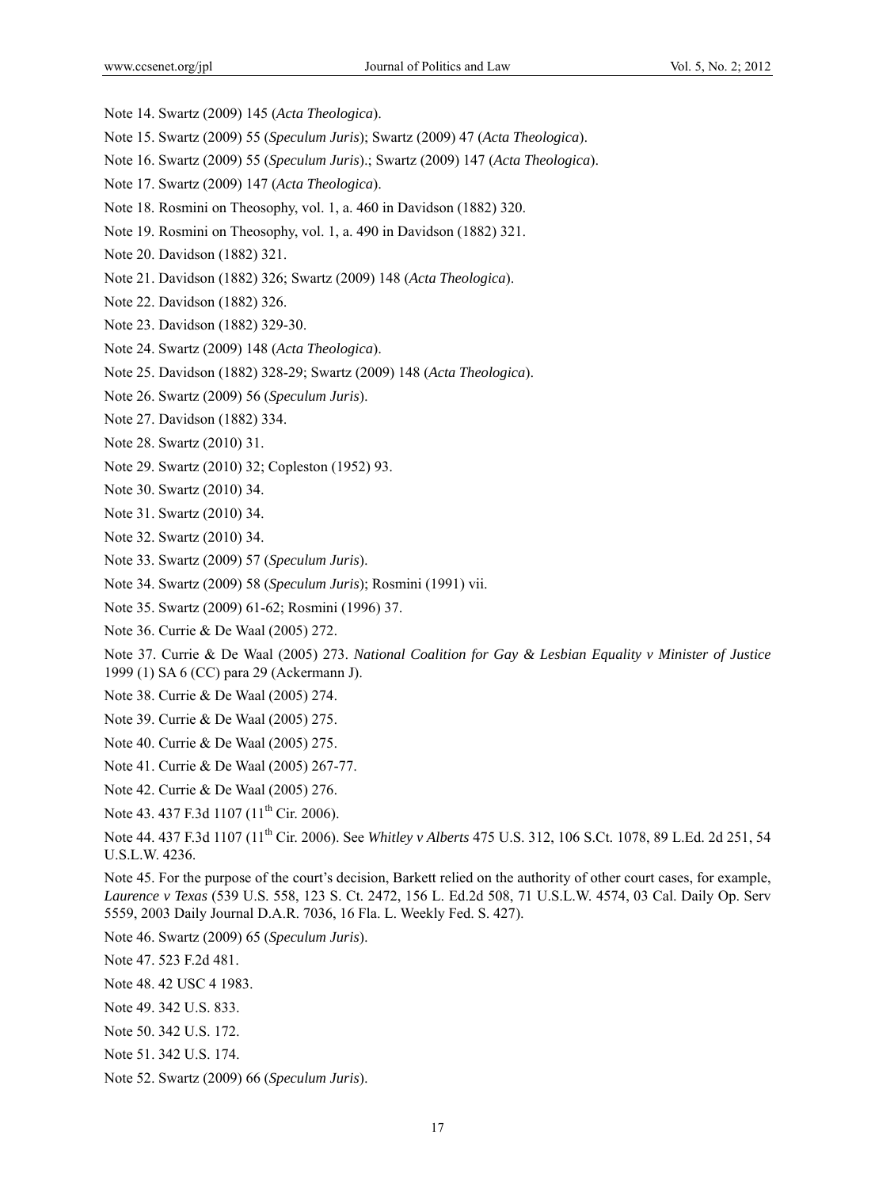Note 14. Swartz (2009) 145 (*Acta Theologica*).

Note 15. Swartz (2009) 55 (*Speculum Juris*); Swartz (2009) 47 (*Acta Theologica*).

Note 16. Swartz (2009) 55 (*Speculum Juris*).; Swartz (2009) 147 (*Acta Theologica*).

Note 17. Swartz (2009) 147 (*Acta Theologica*).

Note 18. Rosmini on Theosophy, vol. 1, a. 460 in Davidson (1882) 320.

Note 19. Rosmini on Theosophy, vol. 1, a. 490 in Davidson (1882) 321.

Note 20. Davidson (1882) 321.

Note 21. Davidson (1882) 326; Swartz (2009) 148 (*Acta Theologica*).

Note 22. Davidson (1882) 326.

Note 23. Davidson (1882) 329-30.

Note 24. Swartz (2009) 148 (*Acta Theologica*).

Note 25. Davidson (1882) 328-29; Swartz (2009) 148 (*Acta Theologica*).

Note 26. Swartz (2009) 56 (*Speculum Juris*).

Note 27. Davidson (1882) 334.

Note 28. Swartz (2010) 31.

Note 29. Swartz (2010) 32; Copleston (1952) 93.

Note 30. Swartz (2010) 34.

Note 31. Swartz (2010) 34.

Note 32. Swartz (2010) 34.

Note 33. Swartz (2009) 57 (*Speculum Juris*).

Note 34. Swartz (2009) 58 (*Speculum Juris*); Rosmini (1991) vii.

Note 35. Swartz (2009) 61-62; Rosmini (1996) 37.

Note 36. Currie & De Waal (2005) 272.

Note 37. Currie & De Waal (2005) 273. *National Coalition for Gay & Lesbian Equality v Minister of Justice* 1999 (1) SA 6 (CC) para 29 (Ackermann J).

Note 38. Currie & De Waal (2005) 274.

Note 39. Currie & De Waal (2005) 275.

Note 40. Currie & De Waal (2005) 275.

Note 41. Currie & De Waal (2005) 267-77.

Note 42. Currie & De Waal (2005) 276.

Note 43. 437 F.3d 1107 (11th Cir. 2006).

Note 44. 437 F.3d 1107 (11th Cir. 2006). See *Whitley v Alberts* 475 U.S. 312, 106 S.Ct. 1078, 89 L.Ed. 2d 251, 54 U.S.L.W. 4236.

Note 45. For the purpose of the court's decision, Barkett relied on the authority of other court cases, for example, *Laurence v Texas* (539 U.S. 558, 123 S. Ct. 2472, 156 L. Ed.2d 508, 71 U.S.L.W. 4574, 03 Cal. Daily Op. Serv 5559, 2003 Daily Journal D.A.R. 7036, 16 Fla. L. Weekly Fed. S. 427).

Note 46. Swartz (2009) 65 (*Speculum Juris*).

Note 47. 523 F.2d 481.

Note 48. 42 USC 4 1983.

Note 49. 342 U.S. 833.

Note 50. 342 U.S. 172.

Note 51. 342 U.S. 174.

Note 52. Swartz (2009) 66 (*Speculum Juris*).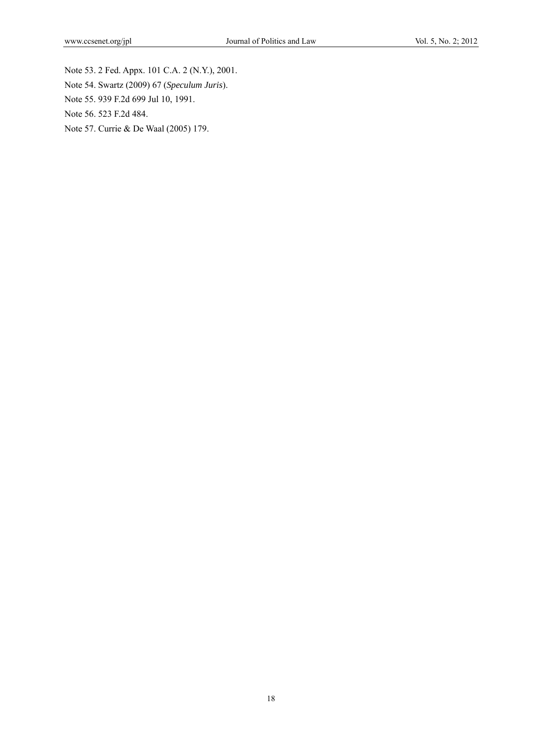Note 53. 2 Fed. Appx. 101 C.A. 2 (N.Y.), 2001.

Note 54. Swartz (2009) 67 (*Speculum Juris*).

Note 55. 939 F.2d 699 Jul 10, 1991.

Note 56. 523 F.2d 484.

Note 57. Currie & De Waal (2005) 179.